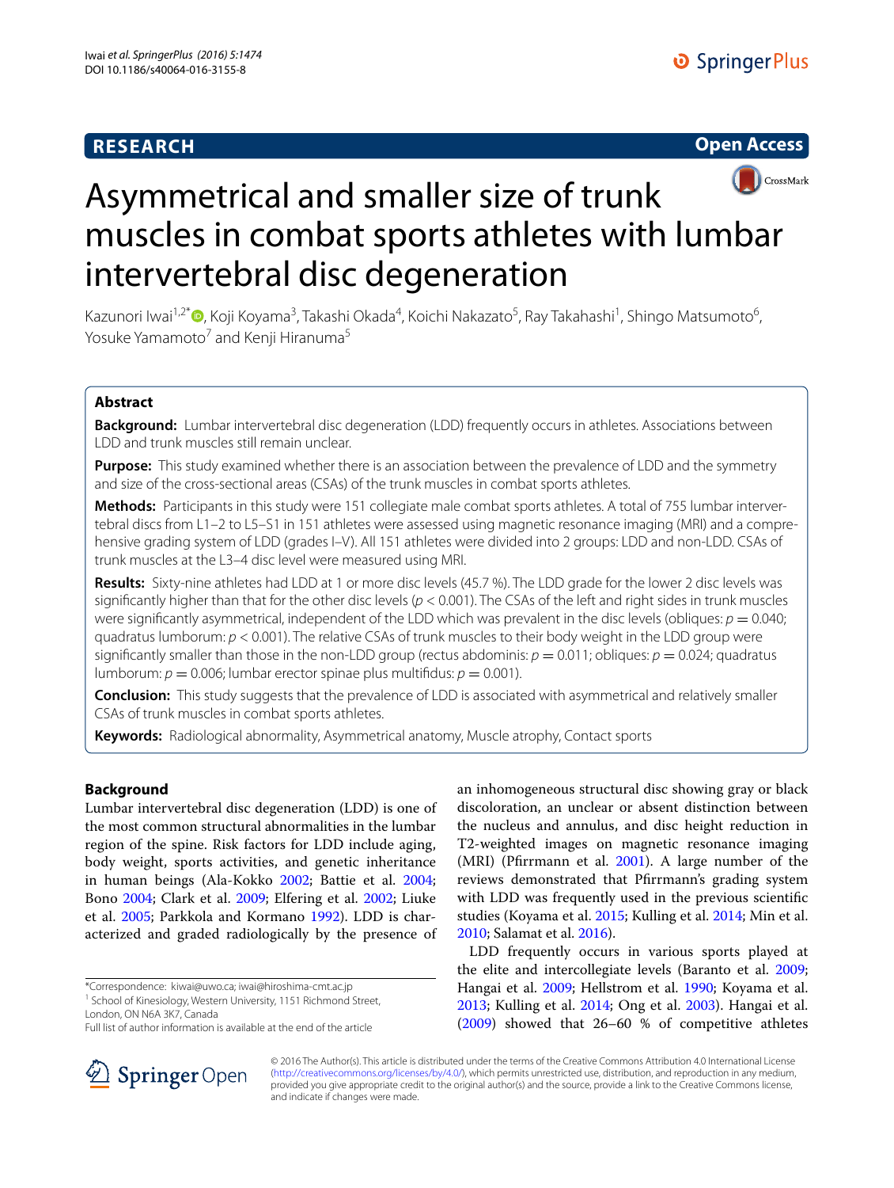RESEARCH

Open Access

# Asymmetrical and smaller size of trunk muscles in combat sports athletes with lumbar intervertebral disc degeneration

Kazunori Iwai[1,2*], Koji Koyama[3], Takashi Okada[4], Koichi Nakazato[5], Ray Takahashi[1], Shingo Matsumoto[6], Yosuke Yamamoto[7] and Kenji Hiranuma[5]

## Abstract

**Background:** Lumbar intervertebral disc degeneration (LDD) frequently occurs in athletes. Associations between LDD and trunk muscles still remain unclear.

**Purpose:** This study examined whether there is an association between the prevalence of LDD and the symmetry and size of the cross-sectional areas (CSAs) of the trunk muscles in combat sports athletes.

**Methods:** Participants in this study were 151 collegiate male combat sports athletes. A total of 755 lumbar intervertebral discs from L1–2 to L5–S1 in 151 athletes were assessed using magnetic resonance imaging (MRI) and a comprehensive grading system of LDD (grades I–V). All 151 athletes were divided into 2 groups: LDD and non-LDD. CSAs of trunk muscles at the L3–4 disc level were measured using MRI.

**Results:** Sixty-nine athletes had LDD at 1 or more disc levels (45.7 %). The LDD grade for the lower 2 disc levels was significantly higher than that for the other disc levels ($p < 0.001$). The CSAs of the left and right sides in trunk muscles were significantly asymmetrical, independent of the LDD which was prevalent in the disc levels (obliques: $p = 0.040$; quadratus lumborum: $p < 0.001$). The relative CSAs of trunk muscles to their body weight in the LDD group were significantly smaller than those in the non-LDD group (rectus abdominis: $p = 0.011$; obliques: $p = 0.024$; quadratus lumborum: $p = 0.006$; lumbar erector spinae plus multifidus: $p = 0.001$).

**Conclusion:** This study suggests that the prevalence of LDD is associated with asymmetrical and relatively smaller CSAs of trunk muscles in combat sports athletes.

**Keywords:** Radiological abnormality, Asymmetrical anatomy, Muscle atrophy, Contact sports

## Background

Lumbar intervertebral disc degeneration (LDD) is one of the most common structural abnormalities in the lumbar region of the spine. Risk factors for LDD include aging, body weight, sports activities, and genetic inheritance in human beings (Ala-Kokko 2002; Battie et al. 2004; Bono 2004; Clark et al. 2009; Elfering et al. 2002; Liuke et al. 2005; Parkkola and Kormano 1992). LDD is characterized and graded radiologically by the presence of an inhomogeneous structural disc showing gray or black discoloration, an unclear or absent distinction between the nucleus and annulus, and disc height reduction in T2-weighted images on magnetic resonance imaging (MRI) (Pfirrmann et al. 2001). A large number of the reviews demonstrated that Pfirrmann's grading system with LDD was frequently used in the previous scientific studies (Koyama et al. 2015; Kulling et al. 2014; Min et al. 2010; Salamat et al. 2016).

LDD frequently occurs in various sports played at the elite and intercollegiate levels (Baranto et al. 2009; Hangai et al. 2009; Hellstrom et al. 1990; Koyama et al. 2013; Kulling et al. 2014; Ong et al. 2003). Hangai et al. (2009) showed that 26–60 % of competitive athletes

*Correspondence: kiwai@uwo.ca; iwai@hiroshima-cmt.ac.jp
[1] School of Kinesiology, Western University, 1151 Richmond Street, London, ON N6A 3K7, Canada
Full list of author information is available at the end of the article

© 2016 The Author(s). This article is distributed under the terms of the Creative Commons Attribution 4.0 International License (http://creativecommons.org/licenses/by/4.0/), which permits unrestricted use, distribution, and reproduction in any medium, provided you give appropriate credit to the original author(s) and the source, provide a link to the Creative Commons license, and indicate if changes were made.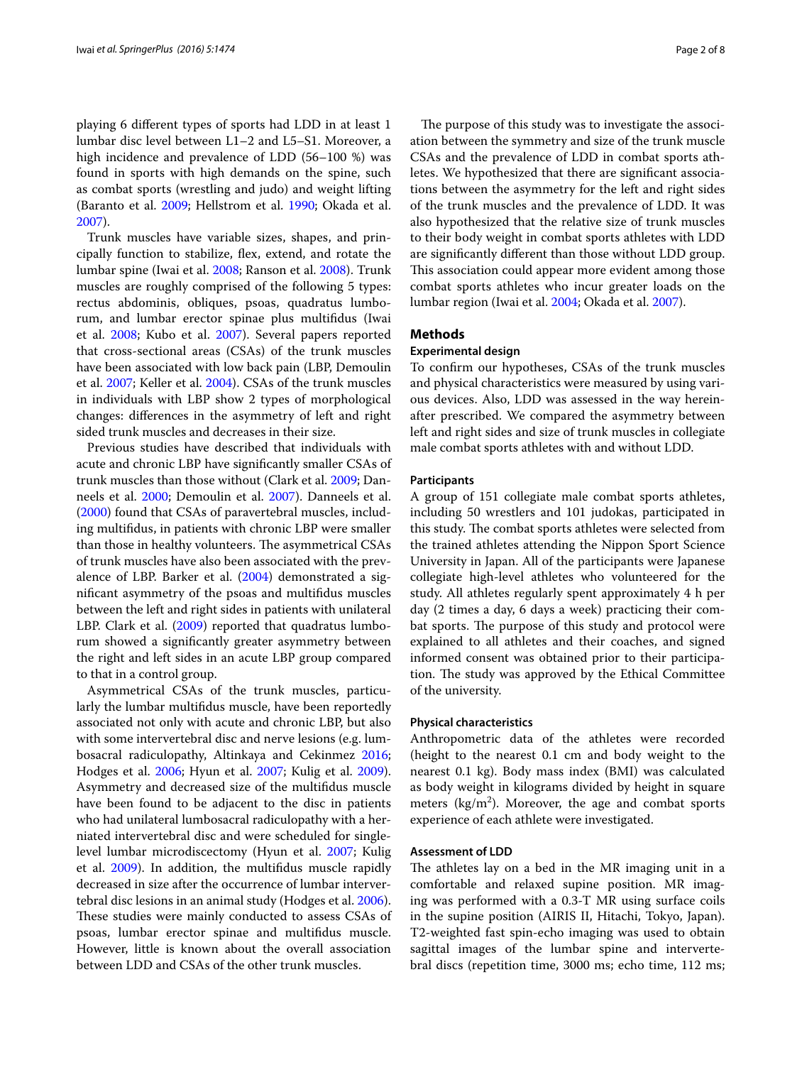playing 6 different types of sports had LDD in at least 1 lumbar disc level between L1–2 and L5–S1. Moreover, a high incidence and prevalence of LDD (56–100 %) was found in sports with high demands on the spine, such as combat sports (wrestling and judo) and weight lifting (Baranto et al. 2009; Hellstrom et al. 1990; Okada et al. 2007).

Trunk muscles have variable sizes, shapes, and principally function to stabilize, flex, extend, and rotate the lumbar spine (Iwai et al. 2008; Ranson et al. 2008). Trunk muscles are roughly comprised of the following 5 types: rectus abdominis, obliques, psoas, quadratus lumborum, and lumbar erector spinae plus multifidus (Iwai et al. 2008; Kubo et al. 2007). Several papers reported that cross-sectional areas (CSAs) of the trunk muscles have been associated with low back pain (LBP, Demoulin et al. 2007; Keller et al. 2004). CSAs of the trunk muscles in individuals with LBP show 2 types of morphological changes: differences in the asymmetry of left and right sided trunk muscles and decreases in their size.

Previous studies have described that individuals with acute and chronic LBP have significantly smaller CSAs of trunk muscles than those without (Clark et al. 2009; Danneels et al. 2000; Demoulin et al. 2007). Danneels et al. (2000) found that CSAs of paravertebral muscles, including multifidus, in patients with chronic LBP were smaller than those in healthy volunteers. The asymmetrical CSAs of trunk muscles have also been associated with the prevalence of LBP. Barker et al. (2004) demonstrated a significant asymmetry of the psoas and multifidus muscles between the left and right sides in patients with unilateral LBP. Clark et al. (2009) reported that quadratus lumborum showed a significantly greater asymmetry between the right and left sides in an acute LBP group compared to that in a control group.

Asymmetrical CSAs of the trunk muscles, particularly the lumbar multifidus muscle, have been reportedly associated not only with acute and chronic LBP, but also with some intervertebral disc and nerve lesions (e.g. lumbosacral radiculopathy, Altinkaya and Cekinmez 2016; Hodges et al. 2006; Hyun et al. 2007; Kulig et al. 2009). Asymmetry and decreased size of the multifidus muscle have been found to be adjacent to the disc in patients who had unilateral lumbosacral radiculopathy with a herniated intervertebral disc and were scheduled for single-level lumbar microdiscectomy (Hyun et al. 2007; Kulig et al. 2009). In addition, the multifidus muscle rapidly decreased in size after the occurrence of lumbar intervertebral disc lesions in an animal study (Hodges et al. 2006). These studies were mainly conducted to assess CSAs of psoas, lumbar erector spinae and multifidus muscle. However, little is known about the overall association between LDD and CSAs of the other trunk muscles.

The purpose of this study was to investigate the association between the symmetry and size of the trunk muscle CSAs and the prevalence of LDD in combat sports athletes. We hypothesized that there are significant associations between the asymmetry for the left and right sides of the trunk muscles and the prevalence of LDD. It was also hypothesized that the relative size of trunk muscles to their body weight in combat sports athletes with LDD are significantly different than those without LDD group. This association could appear more evident among those combat sports athletes who incur greater loads on the lumbar region (Iwai et al. 2004; Okada et al. 2007).

## Methods

### Experimental design

To confirm our hypotheses, CSAs of the trunk muscles and physical characteristics were measured by using various devices. Also, LDD was assessed in the way hereinafter prescribed. We compared the asymmetry between left and right sides and size of trunk muscles in collegiate male combat sports athletes with and without LDD.

### Participants

A group of 151 collegiate male combat sports athletes, including 50 wrestlers and 101 judokas, participated in this study. The combat sports athletes were selected from the trained athletes attending the Nippon Sport Science University in Japan. All of the participants were Japanese collegiate high-level athletes who volunteered for the study. All athletes regularly spent approximately 4 h per day (2 times a day, 6 days a week) practicing their combat sports. The purpose of this study and protocol were explained to all athletes and their coaches, and signed informed consent was obtained prior to their participation. The study was approved by the Ethical Committee of the university.

### Physical characteristics

Anthropometric data of the athletes were recorded (height to the nearest 0.1 cm and body weight to the nearest 0.1 kg). Body mass index (BMI) was calculated as body weight in kilograms divided by height in square meters (kg/m$^2$). Moreover, the age and combat sports experience of each athlete were investigated.

### Assessment of LDD

The athletes lay on a bed in the MR imaging unit in a comfortable and relaxed supine position. MR imaging was performed with a 0.3-T MR using surface coils in the supine position (AIRIS II, Hitachi, Tokyo, Japan). T2-weighted fast spin-echo imaging was used to obtain sagittal images of the lumbar spine and intervertebral discs (repetition time, 3000 ms; echo time, 112 ms;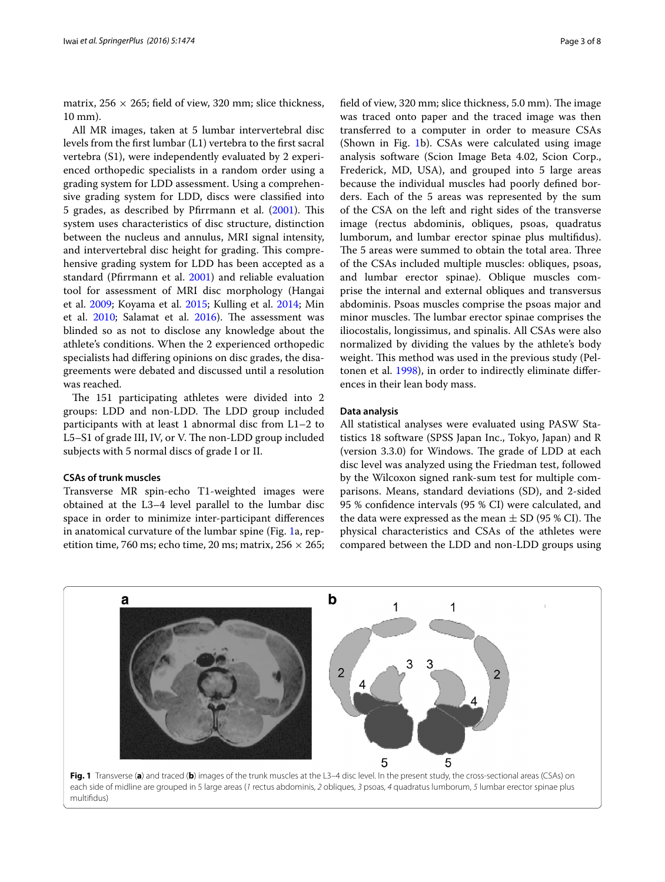matrix, 256 × 265; field of view, 320 mm; slice thickness, 10 mm).

All MR images, taken at 5 lumbar intervertebral disc levels from the first lumbar (L1) vertebra to the first sacral vertebra (S1), were independently evaluated by 2 experienced orthopedic specialists in a random order using a grading system for LDD assessment. Using a comprehensive grading system for LDD, discs were classified into 5 grades, as described by Pfirrmann et al. (2001). This system uses characteristics of disc structure, distinction between the nucleus and annulus, MRI signal intensity, and intervertebral disc height for grading. This comprehensive grading system for LDD has been accepted as a standard (Pfirrmann et al. 2001) and reliable evaluation tool for assessment of MRI disc morphology (Hangai et al. 2009; Koyama et al. 2015; Kulling et al. 2014; Min et al. 2010; Salamat et al. 2016). The assessment was blinded so as not to disclose any knowledge about the athlete's conditions. When the 2 experienced orthopedic specialists had differing opinions on disc grades, the disagreements were debated and discussed until a resolution was reached.

The 151 participating athletes were divided into 2 groups: LDD and non-LDD. The LDD group included participants with at least 1 abnormal disc from L1–2 to L5–S1 of grade III, IV, or V. The non-LDD group included subjects with 5 normal discs of grade I or II.

### CSAs of trunk muscles

Transverse MR spin-echo T1-weighted images were obtained at the L3–4 level parallel to the lumbar disc space in order to minimize inter-participant differences in anatomical curvature of the lumbar spine (Fig. 1a, repetition time, 760 ms; echo time, 20 ms; matrix, 256 × 265; field of view, 320 mm; slice thickness, 5.0 mm). The image was traced onto paper and the traced image was then transferred to a computer in order to measure CSAs (Shown in Fig. 1b). CSAs were calculated using image analysis software (Scion Image Beta 4.02, Scion Corp., Frederick, MD, USA), and grouped into 5 large areas because the individual muscles had poorly defined borders. Each of the 5 areas was represented by the sum of the CSA on the left and right sides of the transverse image (rectus abdominis, obliques, psoas, quadratus lumborum, and lumbar erector spinae plus multifidus). The 5 areas were summed to obtain the total area. Three of the CSAs included multiple muscles: obliques, psoas, and lumbar erector spinae). Oblique muscles comprise the internal and external obliques and transversus abdominis. Psoas muscles comprise the psoas major and minor muscles. The lumbar erector spinae comprises the iliocostalis, longissimus, and spinalis. All CSAs were also normalized by dividing the values by the athlete's body weight. This method was used in the previous study (Peltonen et al. 1998), in order to indirectly eliminate differences in their lean body mass.

### Data analysis

All statistical analyses were evaluated using PASW Statistics 18 software (SPSS Japan Inc., Tokyo, Japan) and R (version 3.3.0) for Windows. The grade of LDD at each disc level was analyzed using the Friedman test, followed by the Wilcoxon signed rank-sum test for multiple comparisons. Means, standard deviations (SD), and 2-sided 95 % confidence intervals (95 % CI) were calculated, and the data were expressed as the mean ± SD (95 % CI). The physical characteristics and CSAs of the athletes were compared between the LDD and non-LDD groups using

**Fig. 1** Transverse (**a**) and traced (**b**) images of the trunk muscles at the L3–4 disc level. In the present study, the cross-sectional areas (CSAs) on each side of midline are grouped in 5 large areas (*1* rectus abdominis, *2* obliques, *3* psoas, *4* quadratus lumborum, *5* lumbar erector spinae plus multifidus)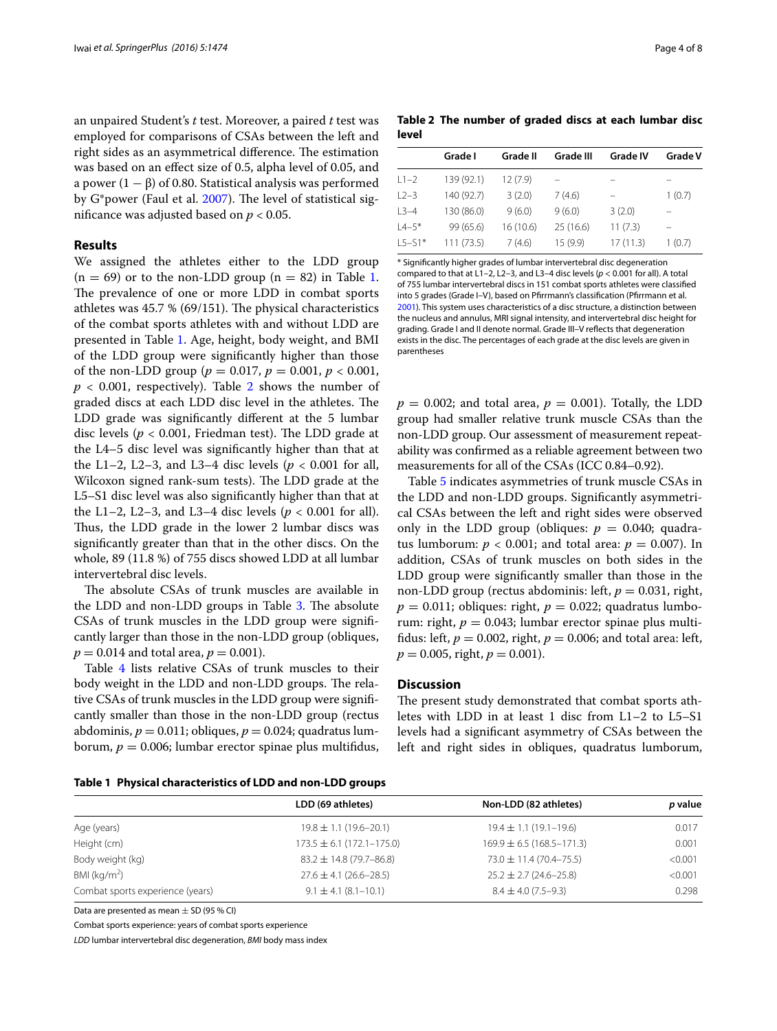an unpaired Student's *t* test. Moreover, a paired *t* test was employed for comparisons of CSAs between the left and right sides as an asymmetrical difference. The estimation was based on an effect size of 0.5, alpha level of 0.05, and a power ($1 - \beta$) of 0.80. Statistical analysis was performed by G*power (Faul et al. 2007). The level of statistical significance was adjusted based on $p < 0.05$.

## Results

We assigned the athletes either to the LDD group ($n = 69$) or to the non-LDD group ($n = 82$) in Table 1. The prevalence of one or more LDD in combat sports athletes was 45.7 % (69/151). The physical characteristics of the combat sports athletes with and without LDD are presented in Table 1. Age, height, body weight, and BMI of the LDD group were significantly higher than those of the non-LDD group ($p = 0.017$, $p = 0.001$, $p < 0.001$, $p < 0.001$, respectively). Table 2 shows the number of graded discs at each LDD disc level in the athletes. The LDD grade was significantly different at the 5 lumbar disc levels ($p < 0.001$, Friedman test). The LDD grade at the L4–5 disc level was significantly higher than that at the L1–2, L2–3, and L3–4 disc levels ($p < 0.001$ for all, Wilcoxon signed rank-sum tests). The LDD grade at the L5–S1 disc level was also significantly higher than that at the L1–2, L2–3, and L3–4 disc levels ($p < 0.001$ for all). Thus, the LDD grade in the lower 2 lumbar discs was significantly greater than that in the other discs. On the whole, 89 (11.8 %) of 755 discs showed LDD at all lumbar intervertebral disc levels.

The absolute CSAs of trunk muscles are available in the LDD and non-LDD groups in Table 3. The absolute CSAs of trunk muscles in the LDD group were significantly larger than those in the non-LDD group (obliques, $p = 0.014$ and total area, $p = 0.001$).

Table 4 lists relative CSAs of trunk muscles to their body weight in the LDD and non-LDD groups. The relative CSAs of trunk muscles in the LDD group were significantly smaller than those in the non-LDD group (rectus abdominis, $p = 0.011$; obliques, $p = 0.024$; quadratus lumborum, $p = 0.006$; lumbar erector spinae plus multifidus, $p = 0.002$; and total area, $p = 0.001$). Totally, the LDD group had smaller relative trunk muscle CSAs than the non-LDD group. Our assessment of measurement repeatability was confirmed as a reliable agreement between two measurements for all of the CSAs (ICC 0.84–0.92).

Table 5 indicates asymmetries of trunk muscle CSAs in the LDD and non-LDD groups. Significantly asymmetrical CSAs between the left and right sides were observed only in the LDD group (obliques: $p = 0.040$; quadratus lumborum: $p < 0.001$; and total area: $p = 0.007$). In addition, CSAs of trunk muscles on both sides in the LDD group were significantly smaller than those in the non-LDD group (rectus abdominis: left, $p = 0.031$, right, $p = 0.011$; obliques: right, $p = 0.022$; quadratus lumborum: right, $p = 0.043$; lumbar erector spinae plus multifidus: left, $p = 0.002$, right, $p = 0.006$; and total area: left, $p = 0.005$, right, $p = 0.001$).

**Table 2 The number of graded discs at each lumbar disc level**

| | Grade I | Grade II | Grade III | Grade IV | Grade V |
|---|---|---|---|---|---|
| L1–2 | 139 (92.1) | 12 (7.9) | – | – | – |
| L2–3 | 140 (92.7) | 3 (2.0) | 7 (4.6) | – | 1 (0.7) |
| L3–4 | 130 (86.0) | 9 (6.0) | 9 (6.0) | 3 (2.0) | – |
| L4–5* | 99 (65.6) | 16 (10.6) | 25 (16.6) | 11 (7.3) | – |
| L5–S1* | 111 (73.5) | 7 (4.6) | 15 (9.9) | 17 (11.3) | 1 (0.7) |

* Significantly higher grades of lumbar intervertebral disc degeneration compared to that at L1–2, L2–3, and L3–4 disc levels ($p < 0.001$ for all). A total of 755 lumbar intervertebral discs in 151 combat sports athletes were classified into 5 grades (Grade I–V), based on Pfirrmann's classification (Pfirrmann et al. 2001). This system uses characteristics of a disc structure, a distinction between the nucleus and annulus, MRI signal intensity, and intervertebral disc height for grading. Grade I and II denote normal. Grade III–V reflects that degeneration exists in the disc. The percentages of each grade at the disc levels are given in parentheses

## Discussion

The present study demonstrated that combat sports athletes with LDD in at least 1 disc from L1–2 to L5–S1 levels had a significant asymmetry of CSAs between the left and right sides in obliques, quadratus lumborum,

**Table 1 Physical characteristics of LDD and non-LDD groups**

| | LDD (69 athletes) | Non-LDD (82 athletes) | *p* value |
|---|---|---|---|
| Age (years) | 19.8 ± 1.1 (19.6–20.1) | 19.4 ± 1.1 (19.1–19.6) | 0.017 |
| Height (cm) | 173.5 ± 6.1 (172.1–175.0) | 169.9 ± 6.5 (168.5–171.3) | 0.001 |
| Body weight (kg) | 83.2 ± 14.8 (79.7–86.8) | 73.0 ± 11.4 (70.4–75.5) | <0.001 |
| BMI (kg/m$^2$) | 27.6 ± 4.1 (26.6–28.5) | 25.2 ± 2.7 (24.6–25.8) | <0.001 |
| Combat sports experience (years) | 9.1 ± 4.1 (8.1–10.1) | 8.4 ± 4.0 (7.5–9.3) | 0.298 |

Data are presented as mean ± SD (95 % CI)

Combat sports experience: years of combat sports experience

*LDD* lumbar intervertebral disc degeneration, *BMI* body mass index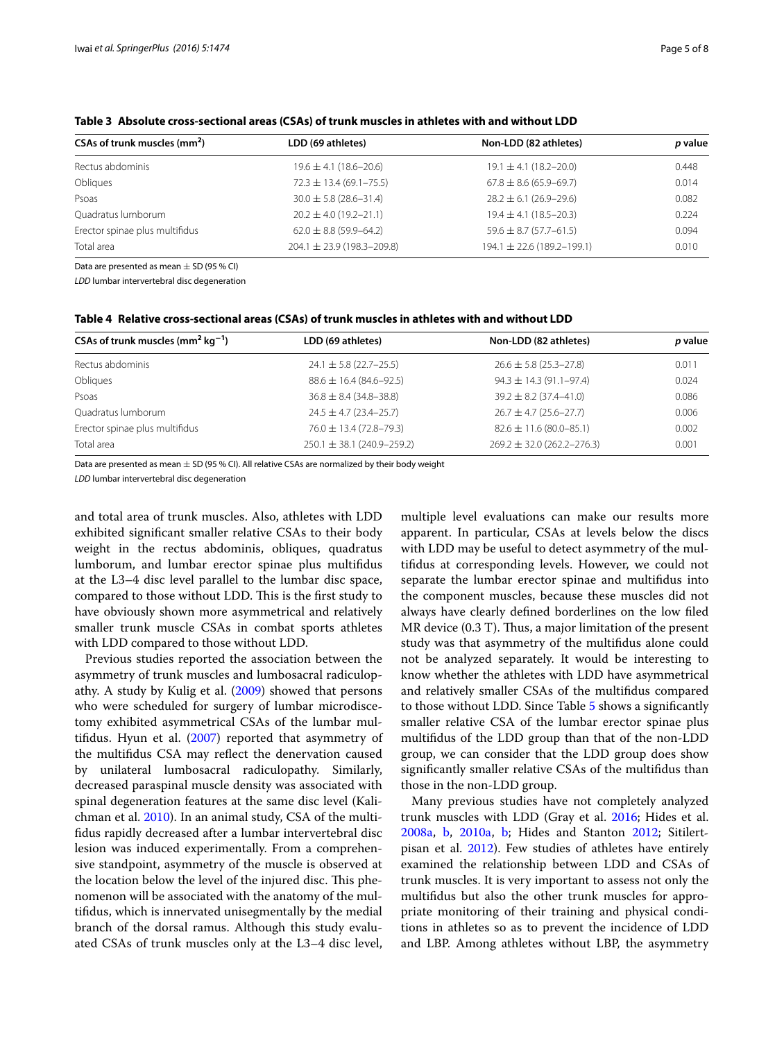**Table 3 Absolute cross-sectional areas (CSAs) of trunk muscles in athletes with and without LDD**

| CSAs of trunk muscles (mm$^2$) | LDD (69 athletes) | Non-LDD (82 athletes) | *p* value |
|---|---|---|---|
| Rectus abdominis | 19.6 ± 4.1 (18.6–20.6) | 19.1 ± 4.1 (18.2–20.0) | 0.448 |
| Obliques | 72.3 ± 13.4 (69.1–75.5) | 67.8 ± 8.6 (65.9–69.7) | 0.014 |
| Psoas | 30.0 ± 5.8 (28.6–31.4) | 28.2 ± 6.1 (26.9–29.6) | 0.082 |
| Quadratus lumborum | 20.2 ± 4.0 (19.2–21.1) | 19.4 ± 4.1 (18.5–20.3) | 0.224 |
| Erector spinae plus multifidus | 62.0 ± 8.8 (59.9–64.2) | 59.6 ± 8.7 (57.7–61.5) | 0.094 |
| Total area | 204.1 ± 23.9 (198.3–209.8) | 194.1 ± 22.6 (189.2–199.1) | 0.010 |

Data are presented as mean ± SD (95 % CI)

*LDD* lumbar intervertebral disc degeneration

**Table 4 Relative cross-sectional areas (CSAs) of trunk muscles in athletes with and without LDD**

| CSAs of trunk muscles (mm$^2$ kg$^{-1}$) | LDD (69 athletes) | Non-LDD (82 athletes) | *p* value |
|---|---|---|---|
| Rectus abdominis | 24.1 ± 5.8 (22.7–25.5) | 26.6 ± 5.8 (25.3–27.8) | 0.011 |
| Obliques | 88.6 ± 16.4 (84.6–92.5) | 94.3 ± 14.3 (91.1–97.4) | 0.024 |
| Psoas | 36.8 ± 8.4 (34.8–38.8) | 39.2 ± 8.2 (37.4–41.0) | 0.086 |
| Quadratus lumborum | 24.5 ± 4.7 (23.4–25.7) | 26.7 ± 4.7 (25.6–27.7) | 0.006 |
| Erector spinae plus multifidus | 76.0 ± 13.4 (72.8–79.3) | 82.6 ± 11.6 (80.0–85.1) | 0.002 |
| Total area | 250.1 ± 38.1 (240.9–259.2) | 269.2 ± 32.0 (262.2–276.3) | 0.001 |

Data are presented as mean ± SD (95 % CI). All relative CSAs are normalized by their body weight

*LDD* lumbar intervertebral disc degeneration

and total area of trunk muscles. Also, athletes with LDD exhibited significant smaller relative CSAs to their body weight in the rectus abdominis, obliques, quadratus lumborum, and lumbar erector spinae plus multifidus at the L3–4 disc level parallel to the lumbar disc space, compared to those without LDD. This is the first study to have obviously shown more asymmetrical and relatively smaller trunk muscle CSAs in combat sports athletes with LDD compared to those without LDD.

Previous studies reported the association between the asymmetry of trunk muscles and lumbosacral radiculopathy. A study by Kulig et al. (2009) showed that persons who were scheduled for surgery of lumbar microdiscectomy exhibited asymmetrical CSAs of the lumbar multifidus. Hyun et al. (2007) reported that asymmetry of the multifidus CSA may reflect the denervation caused by unilateral lumbosacral radiculopathy. Similarly, decreased paraspinal muscle density was associated with spinal degeneration features at the same disc level (Kalichman et al. 2010). In an animal study, CSA of the multifidus rapidly decreased after a lumbar intervertebral disc lesion was induced experimentally. From a comprehensive standpoint, asymmetry of the muscle is observed at the location below the level of the injured disc. This phenomenon will be associated with the anatomy of the multifidus, which is innervated unisegmentally by the medial branch of the dorsal ramus. Although this study evaluated CSAs of trunk muscles only at the L3–4 disc level, multiple level evaluations can make our results more apparent. In particular, CSAs at levels below the discs with LDD may be useful to detect asymmetry of the multifidus at corresponding levels. However, we could not separate the lumbar erector spinae and multifidus into the component muscles, because these muscles did not always have clearly defined borderlines on the low filed MR device (0.3 T). Thus, a major limitation of the present study was that asymmetry of the multifidus alone could not be analyzed separately. It would be interesting to know whether the athletes with LDD have asymmetrical and relatively smaller CSAs of the multifidus compared to those without LDD. Since Table 5 shows a significantly smaller relative CSA of the lumbar erector spinae plus multifidus of the LDD group than that of the non-LDD group, we can consider that the LDD group does show significantly smaller relative CSAs of the multifidus than those in the non-LDD group.

Many previous studies have not completely analyzed trunk muscles with LDD (Gray et al. 2016; Hides et al. 2008a, b, 2010a, b; Hides and Stanton 2012; Sitilertpisan et al. 2012). Few studies of athletes have entirely examined the relationship between LDD and CSAs of trunk muscles. It is very important to assess not only the multifidus but also the other trunk muscles for appropriate monitoring of their training and physical conditions in athletes so as to prevent the incidence of LDD and LBP. Among athletes without LBP, the asymmetry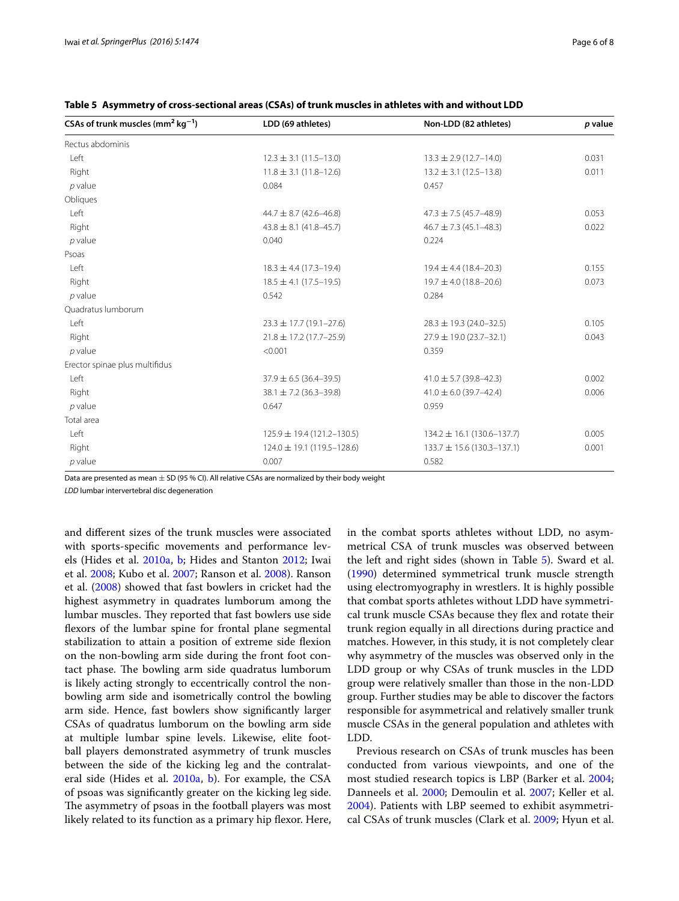**Table 5 Asymmetry of cross-sectional areas (CSAs) of trunk muscles in athletes with and without LDD**

| CSAs of trunk muscles ($mm^2 kg^{-1}$) | LDD (69 athletes) | Non-LDD (82 athletes) | *p* value |
|---|---|---|---|
| Rectus abdominis | | | |
| Left | 12.3 ± 3.1 (11.5–13.0) | 13.3 ± 2.9 (12.7–14.0) | 0.031 |
| Right | 11.8 ± 3.1 (11.8–12.6) | 13.2 ± 3.1 (12.5–13.8) | 0.011 |
| *p* value | 0.084 | 0.457 | |
| Obliques | | | |
| Left | 44.7 ± 8.7 (42.6–46.8) | 47.3 ± 7.5 (45.7–48.9) | 0.053 |
| Right | 43.8 ± 8.1 (41.8–45.7) | 46.7 ± 7.3 (45.1–48.3) | 0.022 |
| *p* value | 0.040 | 0.224 | |
| Psoas | | | |
| Left | 18.3 ± 4.4 (17.3–19.4) | 19.4 ± 4.4 (18.4–20.3) | 0.155 |
| Right | 18.5 ± 4.1 (17.5–19.5) | 19.7 ± 4.0 (18.8–20.6) | 0.073 |
| *p* value | 0.542 | 0.284 | |
| Quadratus lumborum | | | |
| Left | 23.3 ± 17.7 (19.1–27.6) | 28.3 ± 19.3 (24.0–32.5) | 0.105 |
| Right | 21.8 ± 17.2 (17.7–25.9) | 27.9 ± 19.0 (23.7–32.1) | 0.043 |
| *p* value | <0.001 | 0.359 | |
| Erector spinae plus multifidus | | | |
| Left | 37.9 ± 6.5 (36.4–39.5) | 41.0 ± 5.7 (39.8–42.3) | 0.002 |
| Right | 38.1 ± 7.2 (36.3–39.8) | 41.0 ± 6.0 (39.7–42.4) | 0.006 |
| *p* value | 0.647 | 0.959 | |
| Total area | | | |
| Left | 125.9 ± 19.4 (121.2–130.5) | 134.2 ± 16.1 (130.6–137.7) | 0.005 |
| Right | 124.0 ± 19.1 (119.5–128.6) | 133.7 ± 15.6 (130.3–137.1) | 0.001 |
| *p* value | 0.007 | 0.582 | |

Data are presented as mean ± SD (95 % CI). All relative CSAs are normalized by their body weight

*LDD* lumbar intervertebral disc degeneration

and different sizes of the trunk muscles were associated with sports-specific movements and performance levels (Hides et al. 2010a, b; Hides and Stanton 2012; Iwai et al. 2008; Kubo et al. 2007; Ranson et al. 2008). Ranson et al. (2008) showed that fast bowlers in cricket had the highest asymmetry in quadrates lumborum among the lumbar muscles. They reported that fast bowlers use side flexors of the lumbar spine for frontal plane segmental stabilization to attain a position of extreme side flexion on the non-bowling arm side during the front foot contact phase. The bowling arm side quadratus lumborum is likely acting strongly to eccentrically control the non-bowling arm side and isometrically control the bowling arm side. Hence, fast bowlers show significantly larger CSAs of quadratus lumborum on the bowling arm side at multiple lumbar spine levels. Likewise, elite football players demonstrated asymmetry of trunk muscles between the side of the kicking leg and the contralateral side (Hides et al. 2010a, b). For example, the CSA of psoas was significantly greater on the kicking leg side. The asymmetry of psoas in the football players was most likely related to its function as a primary hip flexor. Here, in the combat sports athletes without LDD, no asymmetrical CSA of trunk muscles was observed between the left and right sides (shown in Table 5). Sward et al. (1990) determined symmetrical trunk muscle strength using electromyography in wrestlers. It is highly possible that combat sports athletes without LDD have symmetrical trunk muscle CSAs because they flex and rotate their trunk region equally in all directions during practice and matches. However, in this study, it is not completely clear why asymmetry of the muscles was observed only in the LDD group or why CSAs of trunk muscles in the LDD group were relatively smaller than those in the non-LDD group. Further studies may be able to discover the factors responsible for asymmetrical and relatively smaller trunk muscle CSAs in the general population and athletes with LDD.

Previous research on CSAs of trunk muscles has been conducted from various viewpoints, and one of the most studied research topics is LBP (Barker et al. 2004; Danneels et al. 2000; Demoulin et al. 2007; Keller et al. 2004). Patients with LBP seemed to exhibit asymmetrical CSAs of trunk muscles (Clark et al. 2009; Hyun et al.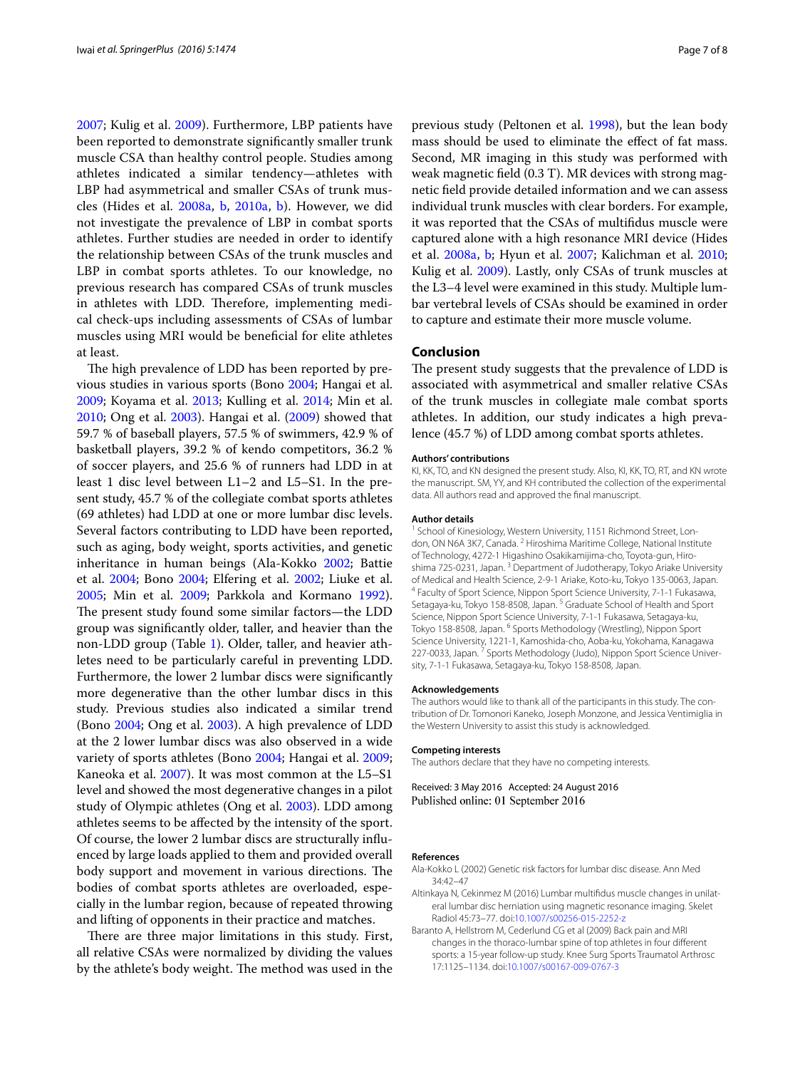2007; Kulig et al. 2009). Furthermore, LBP patients have been reported to demonstrate significantly smaller trunk muscle CSA than healthy control people. Studies among athletes indicated a similar tendency—athletes with LBP had asymmetrical and smaller CSAs of trunk muscles (Hides et al. 2008a, b, 2010a, b). However, we did not investigate the prevalence of LBP in combat sports athletes. Further studies are needed in order to identify the relationship between CSAs of the trunk muscles and LBP in combat sports athletes. To our knowledge, no previous research has compared CSAs of trunk muscles in athletes with LDD. Therefore, implementing medical check-ups including assessments of CSAs of lumbar muscles using MRI would be beneficial for elite athletes at least.

The high prevalence of LDD has been reported by previous studies in various sports (Bono 2004; Hangai et al. 2009; Koyama et al. 2013; Kulling et al. 2014; Min et al. 2010; Ong et al. 2003). Hangai et al. (2009) showed that 59.7 % of baseball players, 57.5 % of swimmers, 42.9 % of basketball players, 39.2 % of kendo competitors, 36.2 % of soccer players, and 25.6 % of runners had LDD in at least 1 disc level between L1–2 and L5–S1. In the present study, 45.7 % of the collegiate combat sports athletes (69 athletes) had LDD at one or more lumbar disc levels. Several factors contributing to LDD have been reported, such as aging, body weight, sports activities, and genetic inheritance in human beings (Ala-Kokko 2002; Battie et al. 2004; Bono 2004; Elfering et al. 2002; Liuke et al. 2005; Min et al. 2009; Parkkola and Kormano 1992). The present study found some similar factors—the LDD group was significantly older, taller, and heavier than the non-LDD group (Table 1). Older, taller, and heavier athletes need to be particularly careful in preventing LDD. Furthermore, the lower 2 lumbar discs were significantly more degenerative than the other lumbar discs in this study. Previous studies also indicated a similar trend (Bono 2004; Ong et al. 2003). A high prevalence of LDD at the 2 lower lumbar discs was also observed in a wide variety of sports athletes (Bono 2004; Hangai et al. 2009; Kaneoka et al. 2007). It was most common at the L5–S1 level and showed the most degenerative changes in a pilot study of Olympic athletes (Ong et al. 2003). LDD among athletes seems to be affected by the intensity of the sport. Of course, the lower 2 lumbar discs are structurally influenced by large loads applied to them and provided overall body support and movement in various directions. The bodies of combat sports athletes are overloaded, especially in the lumbar region, because of repeated throwing and lifting of opponents in their practice and matches.

There are three major limitations in this study. First, all relative CSAs were normalized by dividing the values by the athlete's body weight. The method was used in the previous study (Peltonen et al. 1998), but the lean body mass should be used to eliminate the effect of fat mass. Second, MR imaging in this study was performed with weak magnetic field (0.3 T). MR devices with strong magnetic field provide detailed information and we can assess individual trunk muscles with clear borders. For example, it was reported that the CSAs of multifidus muscle were captured alone with a high resonance MRI device (Hides et al. 2008a, b; Hyun et al. 2007; Kalichman et al. 2010; Kulig et al. 2009). Lastly, only CSAs of trunk muscles at the L3–4 level were examined in this study. Multiple lumbar vertebral levels of CSAs should be examined in order to capture and estimate their more muscle volume.

## Conclusion

The present study suggests that the prevalence of LDD is associated with asymmetrical and smaller relative CSAs of the trunk muscles in collegiate male combat sports athletes. In addition, our study indicates a high prevalence (45.7 %) of LDD among combat sports athletes.

#### Authors' contributions

KI, KK, TO, and KN designed the present study. Also, KI, KK, TO, RT, and KN wrote the manuscript. SM, YY, and KH contributed the collection of the experimental data. All authors read and approved the final manuscript.

#### Author details

[1] School of Kinesiology, Western University, 1151 Richmond Street, London, ON N6A 3K7, Canada. [2] Hiroshima Maritime College, National Institute of Technology, 4272-1 Higashino Osakikamijima-cho, Toyota-gun, Hiroshima 725-0231, Japan. [3] Department of Judotherapy, Tokyo Ariake University of Medical and Health Science, 2-9-1 Ariake, Koto-ku, Tokyo 135-0063, Japan. [4] Faculty of Sport Science, Nippon Sport Science University, 7-1-1 Fukasawa, Setagaya-ku, Tokyo 158-8508, Japan. [5] Graduate School of Health and Sport Science, Nippon Sport Science University, 7-1-1 Fukasawa, Setagaya-ku, Tokyo 158-8508, Japan. [6] Sports Methodology (Wrestling), Nippon Sport Science University, 1221-1, Kamoshida-cho, Aoba-ku, Yokohama, Kanagawa 227-0033, Japan. [7] Sports Methodology (Judo), Nippon Sport Science University, 7-1-1 Fukasawa, Setagaya-ku, Tokyo 158-8508, Japan.

#### Acknowledgements

The authors would like to thank all of the participants in this study. The contribution of Dr. Tomonori Kaneko, Joseph Monzone, and Jessica Ventimiglia in the Western University to assist this study is acknowledged.

#### Competing interests

The authors declare that they have no competing interests.

Received: 3 May 2016 Accepted: 24 August 2016
Published online: 01 September 2016

#### References

Ala-Kokko L (2002) Genetic risk factors for lumbar disc disease. Ann Med 34:42–47

Altinkaya N, Cekinmez M (2016) Lumbar multifidus muscle changes in unilateral lumbar disc herniation using magnetic resonance imaging. Skelet Radiol 45:73–77. doi:10.1007/s00256-015-2252-z

Baranto A, Hellstrom M, Cederlund CG et al (2009) Back pain and MRI changes in the thoraco-lumbar spine of top athletes in four different sports: a 15-year follow-up study. Knee Surg Sports Traumatol Arthrosc 17:1125–1134. doi:10.1007/s00167-009-0767-3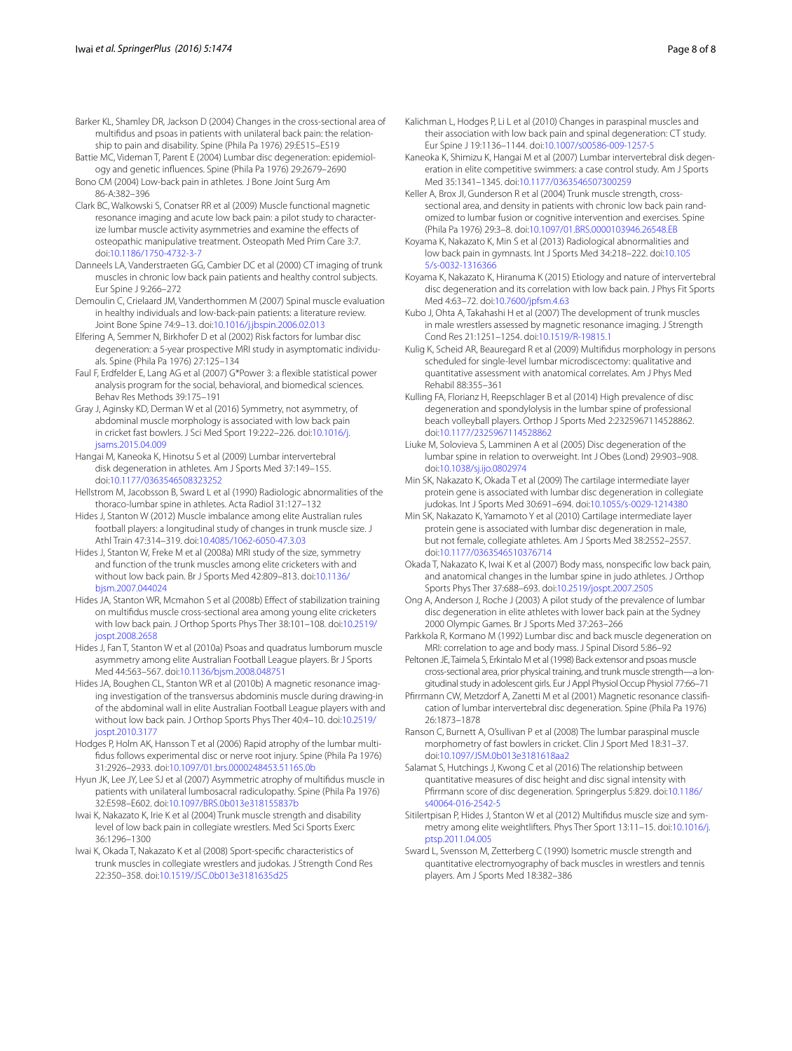Barker KL, Shamley DR, Jackson D (2004) Changes in the cross-sectional area of multifidus and psoas in patients with unilateral back pain: the relationship to pain and disability. Spine (Phila Pa 1976) 29:E515–E519

Battie MC, Videman T, Parent E (2004) Lumbar disc degeneration: epidemiology and genetic influences. Spine (Phila Pa 1976) 29:2679–2690

Bono CM (2004) Low-back pain in athletes. J Bone Joint Surg Am 86-A:382–396

Clark BC, Walkowski S, Conatser RR et al (2009) Muscle functional magnetic resonance imaging and acute low back pain: a pilot study to characterize lumbar muscle activity asymmetries and examine the effects of osteopathic manipulative treatment. Osteopath Med Prim Care 3:7. doi:10.1186/1750-4732-3-7

Danneels LA, Vanderstraeten GG, Cambier DC et al (2000) CT imaging of trunk muscles in chronic low back pain patients and healthy control subjects. Eur Spine J 9:266–272

Demoulin C, Crielaard JM, Vanderthommen M (2007) Spinal muscle evaluation in healthy individuals and low-back-pain patients: a literature review. Joint Bone Spine 74:9–13. doi:10.1016/j.jbspin.2006.02.013

Elfering A, Semmer N, Birkhofer D et al (2002) Risk factors for lumbar disc degeneration: a 5-year prospective MRI study in asymptomatic individuals. Spine (Phila Pa 1976) 27:125–134

Faul F, Erdfelder E, Lang AG et al (2007) G*Power 3: a flexible statistical power analysis program for the social, behavioral, and biomedical sciences. Behav Res Methods 39:175–191

Gray J, Aginsky KD, Derman W et al (2016) Symmetry, not asymmetry, of abdominal muscle morphology is associated with low back pain in cricket fast bowlers. J Sci Med Sport 19:222–226. doi:10.1016/j.jsams.2015.04.009

Hangai M, Kaneoka K, Hinotsu S et al (2009) Lumbar intervertebral disk degeneration in athletes. Am J Sports Med 37:149–155. doi:10.1177/0363546508323252

Hellstrom M, Jacobsson B, Sward L et al (1990) Radiologic abnormalities of the thoraco-lumbar spine in athletes. Acta Radiol 31:127–132

Hides J, Stanton W (2012) Muscle imbalance among elite Australian rules football players: a longitudinal study of changes in trunk muscle size. J Athl Train 47:314–319. doi:10.4085/1062-6050-47.3.03

Hides J, Stanton W, Freke M et al (2008a) MRI study of the size, symmetry and function of the trunk muscles among elite cricketers with and without low back pain. Br J Sports Med 42:809–813. doi:10.1136/bjsm.2007.044024

Hides JA, Stanton WR, Mcmahon S et al (2008b) Effect of stabilization training on multifidus muscle cross-sectional area among young elite cricketers with low back pain. J Orthop Sports Phys Ther 38:101–108. doi:10.2519/jospt.2008.2658

Hides J, Fan T, Stanton W et al (2010a) Psoas and quadratus lumborum muscle asymmetry among elite Australian Football League players. Br J Sports Med 44:563–567. doi:10.1136/bjsm.2008.048751

Hides JA, Boughen CL, Stanton WR et al (2010b) A magnetic resonance imaging investigation of the transversus abdominis muscle during drawing-in of the abdominal wall in elite Australian Football League players with and without low back pain. J Orthop Sports Phys Ther 40:4–10. doi:10.2519/jospt.2010.3177

Hodges P, Holm AK, Hansson T et al (2006) Rapid atrophy of the lumbar multifidus follows experimental disc or nerve root injury. Spine (Phila Pa 1976) 31:2926–2933. doi:10.1097/01.brs.0000248453.51165.0b

Hyun JK, Lee JY, Lee SJ et al (2007) Asymmetric atrophy of multifidus muscle in patients with unilateral lumbosacral radiculopathy. Spine (Phila Pa 1976) 32:E598–E602. doi:10.1097/BRS.0b013e318155837b

Iwai K, Nakazato K, Irie K et al (2004) Trunk muscle strength and disability level of low back pain in collegiate wrestlers. Med Sci Sports Exerc 36:1296–1300

Iwai K, Okada T, Nakazato K et al (2008) Sport-specific characteristics of trunk muscles in collegiate wrestlers and judokas. J Strength Cond Res 22:350–358. doi:10.1519/JSC.0b013e3181635d25

Kalichman L, Hodges P, Li L et al (2010) Changes in paraspinal muscles and their association with low back pain and spinal degeneration: CT study. Eur Spine J 19:1136–1144. doi:10.1007/s00586-009-1257-5

Kaneoka K, Shimizu K, Hangai M et al (2007) Lumbar intervertebral disk degeneration in elite competitive swimmers: a case control study. Am J Sports Med 35:1341–1345. doi:10.1177/0363546507300259

Keller A, Brox JI, Gunderson R et al (2004) Trunk muscle strength, cross-sectional area, and density in patients with chronic low back pain randomized to lumbar fusion or cognitive intervention and exercises. Spine (Phila Pa 1976) 29:3–8. doi:10.1097/01.BRS.0000103946.26548.EB

Koyama K, Nakazato K, Min S et al (2013) Radiological abnormalities and low back pain in gymnasts. Int J Sports Med 34:218–222. doi:10.1055/s-0032-1316366

Koyama K, Nakazato K, Hiranuma K (2015) Etiology and nature of intervertebral disc degeneration and its correlation with low back pain. J Phys Fit Sports Med 4:63–72. doi:10.7600/jpfsm.4.63

Kubo J, Ohta A, Takahashi H et al (2007) The development of trunk muscles in male wrestlers assessed by magnetic resonance imaging. J Strength Cond Res 21:1251–1254. doi:10.1519/R-19815.1

Kulig K, Scheid AR, Beauregard R et al (2009) Multifidus morphology in persons scheduled for single-level lumbar microdiscectomy: qualitative and quantitative assessment with anatomical correlates. Am J Phys Med Rehabil 88:355–361

Kulling FA, Florianz H, Reepschlager B et al (2014) High prevalence of disc degeneration and spondylolysis in the lumbar spine of professional beach volleyball players. Orthop J Sports Med 2:2325967114528862. doi:10.1177/2325967114528862

Liuke M, Solovieva S, Lamminen A et al (2005) Disc degeneration of the lumbar spine in relation to overweight. Int J Obes (Lond) 29:903–908. doi:10.1038/sj.ijo.0802974

Min SK, Nakazato K, Okada T et al (2009) The cartilage intermediate layer protein gene is associated with lumbar disc degeneration in collegiate judokas. Int J Sports Med 30:691–694. doi:10.1055/s-0029-1214380

Min SK, Nakazato K, Yamamoto Y et al (2010) Cartilage intermediate layer protein gene is associated with lumbar disc degeneration in male, but not female, collegiate athletes. Am J Sports Med 38:2552–2557. doi:10.1177/0363546510376714

Okada T, Nakazato K, Iwai K et al (2007) Body mass, nonspecific low back pain, and anatomical changes in the lumbar spine in judo athletes. J Orthop Sports Phys Ther 37:688–693. doi:10.2519/jospt.2007.2505

Ong A, Anderson J, Roche J (2003) A pilot study of the prevalence of lumbar disc degeneration in elite athletes with lower back pain at the Sydney 2000 Olympic Games. Br J Sports Med 37:263–266

Parkkola R, Kormano M (1992) Lumbar disc and back muscle degeneration on MRI: correlation to age and body mass. J Spinal Disord 5:86–92

Peltonen JE, Taimela S, Erkintalo M et al (1998) Back extensor and psoas muscle cross-sectional area, prior physical training, and trunk muscle strength—a longitudinal study in adolescent girls. Eur J Appl Physiol Occup Physiol 77:66–71

Pfirrmann CW, Metzdorf A, Zanetti M et al (2001) Magnetic resonance classification of lumbar intervertebral disc degeneration. Spine (Phila Pa 1976) 26:1873–1878

Ranson C, Burnett A, O'sullivan P et al (2008) The lumbar paraspinal muscle morphometry of fast bowlers in cricket. Clin J Sport Med 18:31–37. doi:10.1097/JSM.0b013e3181618aa2

Salamat S, Hutchings J, Kwong C et al (2016) The relationship between quantitative measures of disc height and disc signal intensity with Pfirrmann score of disc degeneration. Springerplus 5:829. doi:10.1186/s40064-016-2542-5

Sitilertpisan P, Hides J, Stanton W et al (2012) Multifidus muscle size and symmetry among elite weightlifters. Phys Ther Sport 13:11–15. doi:10.1016/j.ptsp.2011.04.005

Sward L, Svensson M, Zetterberg C (1990) Isometric muscle strength and quantitative electromyography of back muscles in wrestlers and tennis players. Am J Sports Med 18:382–386